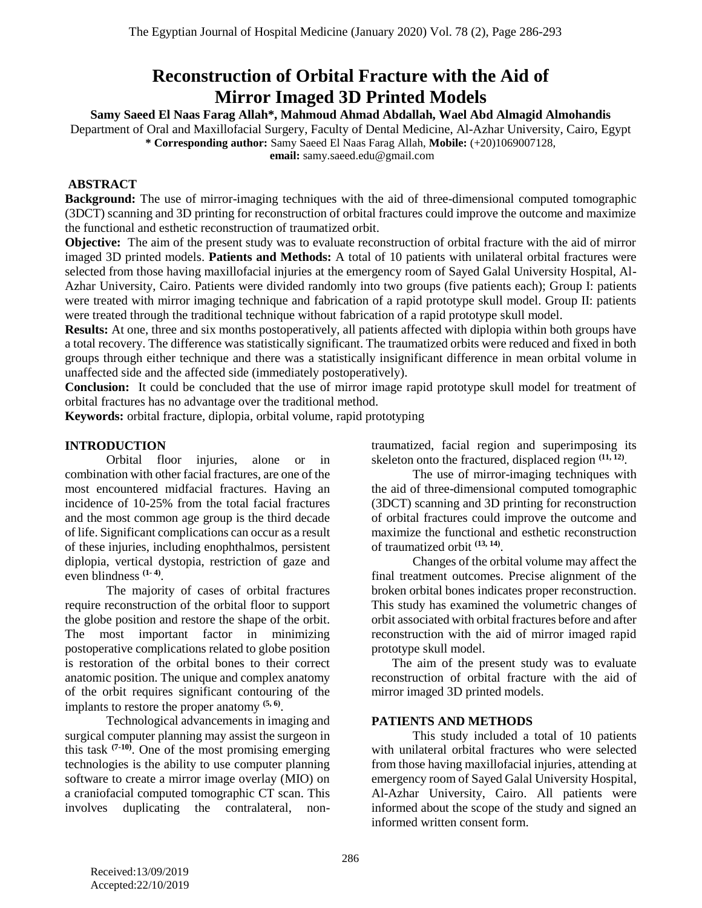# Reconstruction of Orbital Fracture with the Aid of Mirror Imaged 3D Printed Models

**Samy Saeed El Naas Farag Allah\*, Mahmoud Ahmad Abdallah, Wael Abd Almagid Almohandis**

Department of Oral and Maxillofacial Surgery, Faculty of Dental Medicine, Al-Azhar University, Cairo, Egypt

**\* Corresponding author:** Samy Saeed El Naas Farag Allah, **Mobile:** (+20)1069007128, **email:** samy.saeed.edu@gmail.com

## ABSTRACT

**Background:** The use of mirror-imaging techniques with the aid of three-dimensional computed tomographic (3DCT) scanning and 3D printing for reconstruction of orbital fractures could improve the outcome and maximize the functional and esthetic reconstruction of traumatized orbit.

**Objective:** The aim of the present study was to evaluate reconstruction of orbital fracture with the aid of mirror imaged 3D printed models. **Patients and Methods:** A total of 10 patients with unilateral orbital fractures were selected from those having maxillofacial injuries at the emergency room of Sayed Galal University Hospital, Al-Azhar University, Cairo. Patients were divided randomly into two groups (five patients each); Group I: patients were treated with mirror imaging technique and fabrication of a rapid prototype skull model. Group II: patients were treated through the traditional technique without fabrication of a rapid prototype skull model.

**Results:** At one, three and six months postoperatively, all patients affected with diplopia within both groups have a total recovery. The difference was statistically significant. The traumatized orbits were reduced and fixed in both groups through either technique and there was a statistically insignificant difference in mean orbital volume in unaffected side and the affected side (immediately postoperatively).

**Conclusion:** It could be concluded that the use of mirror image rapid prototype skull model for treatment of orbital fractures has no advantage over the traditional method.

**Keywords:** orbital fracture, diplopia, orbital volume, rapid prototyping

## INTRODUCTION

Orbital floor injuries, alone or in combination with other facial fractures, are one of the most encountered midfacial fractures. Having an incidence of 10-25% from the total facial fractures and the most common age group is the third decade of life. Significant complications can occur as a result of these injuries, including enophthalmos, persistent diplopia, vertical dystopia, restriction of gaze and even blindness [1- 4].

The majority of cases of orbital fractures require reconstruction of the orbital floor to support the globe position and restore the shape of the orbit. The most important factor in minimizing postoperative complications related to globe position is restoration of the orbital bones to their correct anatomic position. The unique and complex anatomy of the orbit requires significant contouring of the implants to restore the proper anatomy [5, 6].

Technological advancements in imaging and surgical computer planning may assist the surgeon in this task [7-10]. One of the most promising emerging technologies is the ability to use computer planning software to create a mirror image overlay (MIO) on a craniofacial computed tomographic CT scan. This involves duplicating the contralateral, non-traumatized, facial region and superimposing its skeleton onto the fractured, displaced region [11, 12].

The use of mirror-imaging techniques with the aid of three-dimensional computed tomographic (3DCT) scanning and 3D printing for reconstruction of orbital fractures could improve the outcome and maximize the functional and esthetic reconstruction of traumatized orbit [13, 14].

Changes of the orbital volume may affect the final treatment outcomes. Precise alignment of the broken orbital bones indicates proper reconstruction. This study has examined the volumetric changes of orbit associated with orbital fractures before and after reconstruction with the aid of mirror imaged rapid prototype skull model.

The aim of the present study was to evaluate reconstruction of orbital fracture with the aid of mirror imaged 3D printed models.

## PATIENTS AND METHODS

This study included a total of 10 patients with unilateral orbital fractures who were selected from those having maxillofacial injuries, attending at emergency room of Sayed Galal University Hospital, Al-Azhar University, Cairo. All patients were informed about the scope of the study and signed an informed written consent form.

Received:13/09/2019
Accepted:22/10/2019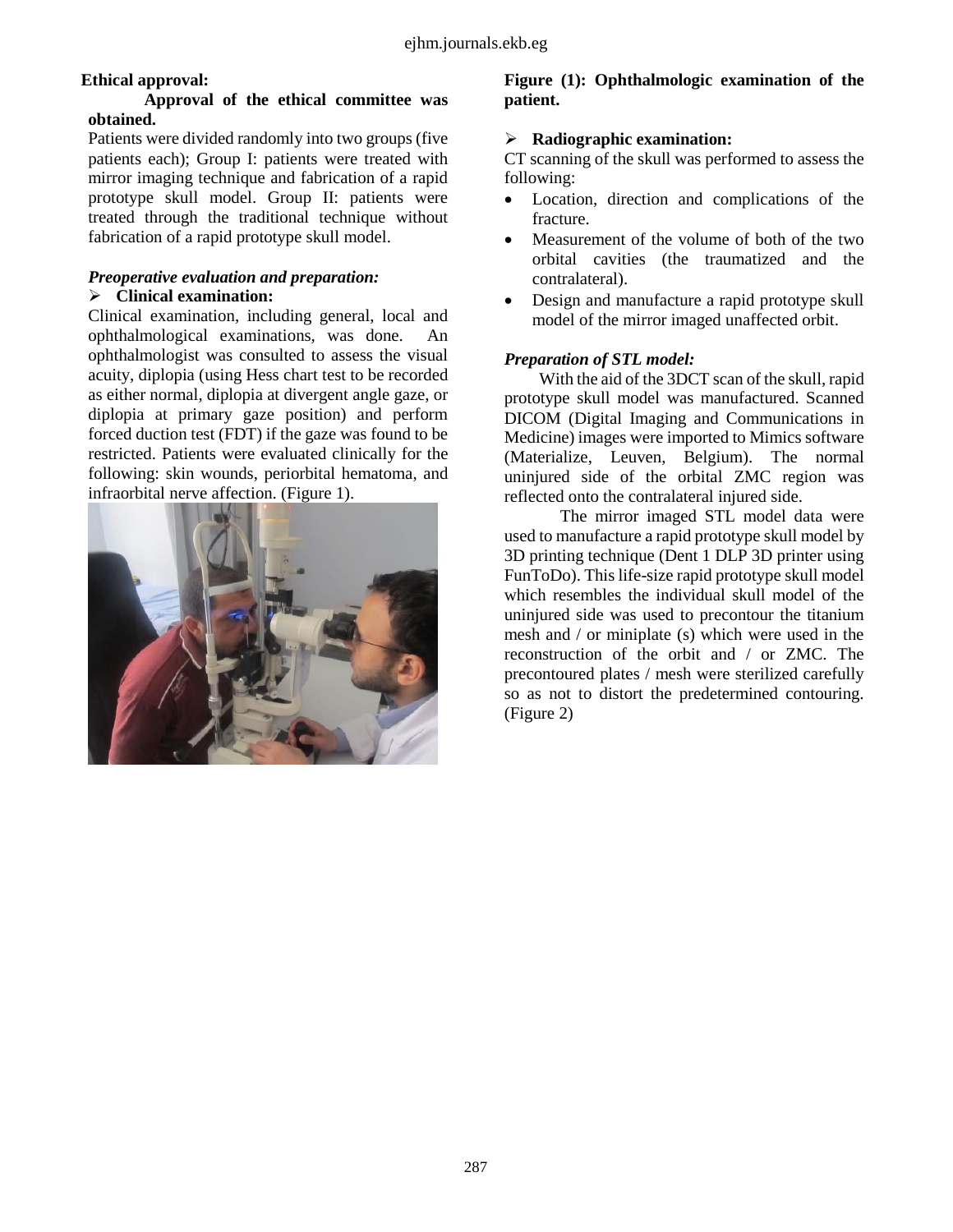**Ethical approval:**

**Approval of the ethical committee was obtained.**

Patients were divided randomly into two groups (five patients each); Group I: patients were treated with mirror imaging technique and fabrication of a rapid prototype skull model. Group II: patients were treated through the traditional technique without fabrication of a rapid prototype skull model.

***Preoperative evaluation and preparation:***

- **Clinical examination:**

Clinical examination, including general, local and ophthalmological examinations, was done. An ophthalmologist was consulted to assess the visual acuity, diplopia (using Hess chart test to be recorded as either normal, diplopia at divergent angle gaze, or diplopia at primary gaze position) and perform forced duction test (FDT) if the gaze was found to be restricted. Patients were evaluated clinically for the following: skin wounds, periorbital hematoma, and infraorbital nerve affection. (Figure 1).

**Figure (1): Ophthalmologic examination of the patient.**

- **Radiographic examination:**

CT scanning of the skull was performed to assess the following:

- Location, direction and complications of the fracture.
- Measurement of the volume of both of the two orbital cavities (the traumatized and the contralateral).
- Design and manufacture a rapid prototype skull model of the mirror imaged unaffected orbit.

***Preparation of STL model:***

With the aid of the 3DCT scan of the skull, rapid prototype skull model was manufactured. Scanned DICOM (Digital Imaging and Communications in Medicine) images were imported to Mimics software (Materialize, Leuven, Belgium). The normal uninjured side of the orbital ZMC region was reflected onto the contralateral injured side.

The mirror imaged STL model data were used to manufacture a rapid prototype skull model by 3D printing technique (Dent 1 DLP 3D printer using FunToDo). This life-size rapid prototype skull model which resembles the individual skull model of the uninjured side was used to precontour the titanium mesh and / or miniplate (s) which were used in the reconstruction of the orbit and / or ZMC. The precontoured plates / mesh were sterilized carefully so as not to distort the predetermined contouring. (Figure 2)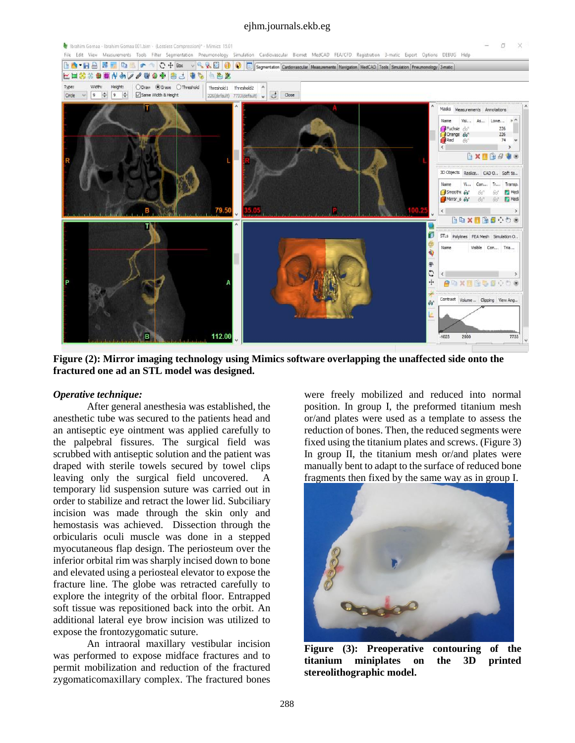**Figure (2): Mirror imaging technology using Mimics software overlapping the unaffected side onto the fractured one ad an STL model was designed.**

***Operative technique:***

After general anesthesia was established, the anesthetic tube was secured to the patients head and an antiseptic eye ointment was applied carefully to the palpebral fissures. The surgical field was scrubbed with antiseptic solution and the patient was draped with sterile towels secured by towel clips leaving only the surgical field uncovered. A temporary lid suspension suture was carried out in order to stabilize and retract the lower lid. Subciliary incision was made through the skin only and hemostasis was achieved. Dissection through the orbicularis oculi muscle was done in a stepped myocutaneous flap design. The periosteum over the inferior orbital rim was sharply incised down to bone and elevated using a periosteal elevator to expose the fracture line. The globe was retracted carefully to explore the integrity of the orbital floor. Entrapped soft tissue was repositioned back into the orbit. An additional lateral eye brow incision was utilized to expose the frontozygomatic suture.

An intraoral maxillary vestibular incision was performed to expose midface fractures and to permit mobilization and reduction of the fractured zygomaticomaxillary complex. The fractured bones were freely mobilized and reduced into normal position. In group I, the preformed titanium mesh or/and plates were used as a template to assess the reduction of bones. Then, the reduced segments were fixed using the titanium plates and screws. (Figure 3) In group II, the titanium mesh or/and plates were manually bent to adapt to the surface of reduced bone fragments then fixed by the same way as in group I.

**Figure (3): Preoperative contouring of the titanium miniplates on the 3D printed stereolithographic model.**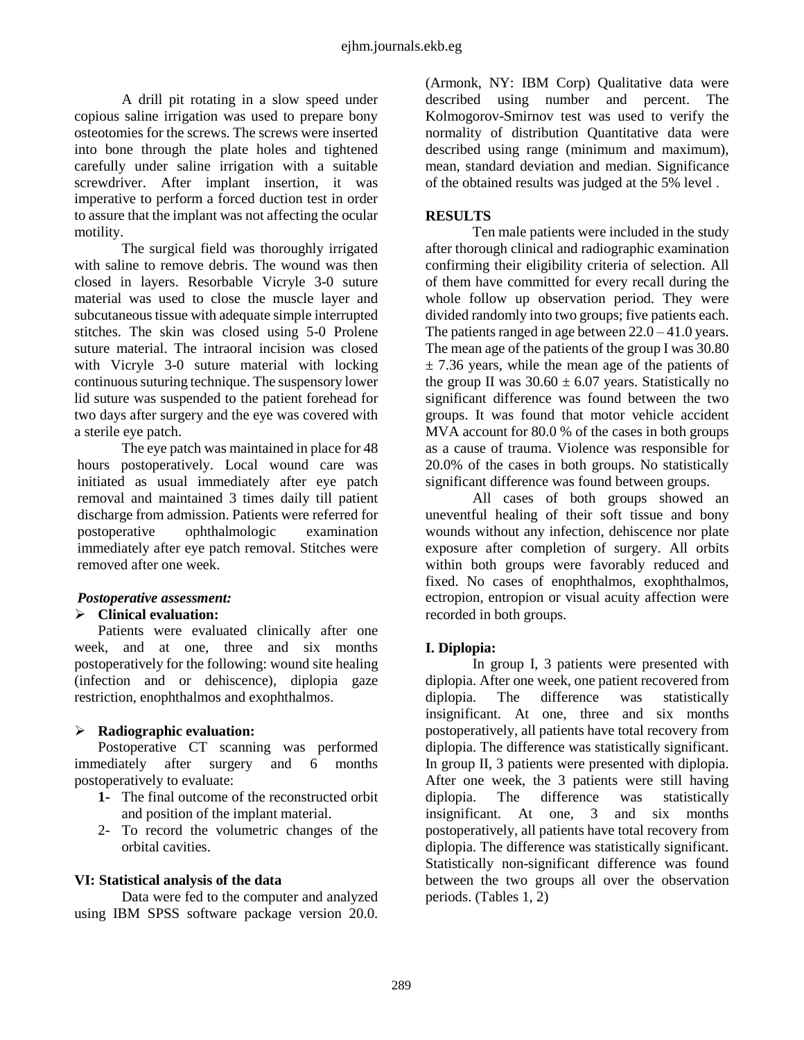A drill pit rotating in a slow speed under copious saline irrigation was used to prepare bony osteotomies for the screws. The screws were inserted into bone through the plate holes and tightened carefully under saline irrigation with a suitable screwdriver. After implant insertion, it was imperative to perform a forced duction test in order to assure that the implant was not affecting the ocular motility.

The surgical field was thoroughly irrigated with saline to remove debris. The wound was then closed in layers. Resorbable Vicryle 3-0 suture material was used to close the muscle layer and subcutaneous tissue with adequate simple interrupted stitches. The skin was closed using 5-0 Prolene suture material. The intraoral incision was closed with Vicryle 3-0 suture material with locking continuous suturing technique. The suspensory lower lid suture was suspended to the patient forehead for two days after surgery and the eye was covered with a sterile eye patch.

The eye patch was maintained in place for 48 hours postoperatively. Local wound care was initiated as usual immediately after eye patch removal and maintained 3 times daily till patient discharge from admission. Patients were referred for postoperative ophthalmologic examination immediately after eye patch removal. Stitches were removed after one week.

### *Postoperative assessment:*

- **Clinical evaluation:**

Patients were evaluated clinically after one week, and at one, three and six months postoperatively for the following: wound site healing (infection and or dehiscence), diplopia gaze restriction, enophthalmos and exophthalmos.

- **Radiographic evaluation:**

Postoperative CT scanning was performed immediately after surgery and 6 months postoperatively to evaluate:

1- The final outcome of the reconstructed orbit and position of the implant material.
2- To record the volumetric changes of the orbital cavities.

### VI: Statistical analysis of the data

Data were fed to the computer and analyzed using IBM SPSS software package version 20.0. (Armonk, NY: IBM Corp) Qualitative data were described using number and percent. The Kolmogorov-Smirnov test was used to verify the normality of distribution Quantitative data were described using range (minimum and maximum), mean, standard deviation and median. Significance of the obtained results was judged at the 5% level .

## RESULTS

Ten male patients were included in the study after thorough clinical and radiographic examination confirming their eligibility criteria of selection. All of them have committed for every recall during the whole follow up observation period. They were divided randomly into two groups; five patients each. The patients ranged in age between 22.0 – 41.0 years. The mean age of the patients of the group I was 30.80 $\pm$ 7.36 years, while the mean age of the patients of the group II was 30.60 $\pm$ 6.07 years. Statistically no significant difference was found between the two groups. It was found that motor vehicle accident MVA account for 80.0 % of the cases in both groups as a cause of trauma. Violence was responsible for 20.0% of the cases in both groups. No statistically significant difference was found between groups.

All cases of both groups showed an uneventful healing of their soft tissue and bony wounds without any infection, dehiscence nor plate exposure after completion of surgery. All orbits within both groups were favorably reduced and fixed. No cases of enophthalmos, exophthalmos, ectropion, entropion or visual acuity affection were recorded in both groups.

### I. Diplopia:

In group I, 3 patients were presented with diplopia. After one week, one patient recovered from diplopia. The difference was statistically insignificant. At one, three and six months postoperatively, all patients have total recovery from diplopia. The difference was statistically significant. In group II, 3 patients were presented with diplopia. After one week, the 3 patients were still having diplopia. The difference was statistically insignificant. At one, 3 and six months postoperatively, all patients have total recovery from diplopia. The difference was statistically significant. Statistically non-significant difference was found between the two groups all over the observation periods. (Tables 1, 2)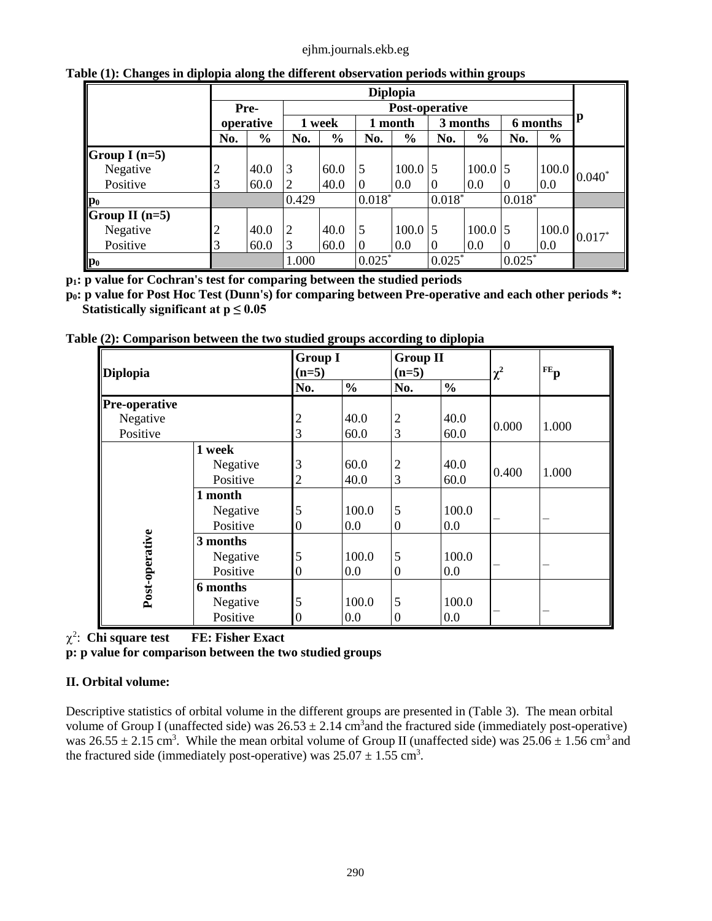**Table (1): Changes in diplopia along the different observation periods within groups**

| | Diplopia | | | | | | | | | | p |
|---|---|---|---|---|---|---|---|---|---|---|---|
| | Pre-operative | | Post-operative | | | | | | | | |
| | | | 1 week | | 1 month | | 3 months | | 6 months | | |
| | No. | % | No. | % | No. | % | No. | % | No. | % | |
| **Group I (n=5)** | | | | | | | | | | | |
| Negative | 2 | 40.0 | 3 | 60.0 | 5 | 100.0 | 5 | 100.0 | 5 | 100.0 | $0.040^*$ |
| Positive | 3 | 60.0 | 2 | 40.0 | 0 | 0.0 | 0 | 0.0 | 0 | 0.0 | |
| $p_0$ | | | 0.429 | | $0.018^*$ | | $0.018^*$ | | $0.018^*$ | | |
| **Group II (n=5)** | | | | | | | | | | | |
| Negative | 2 | 40.0 | 2 | 40.0 | 5 | 100.0 | 5 | 100.0 | 5 | 100.0 | $0.017^*$ |
| Positive | 3 | 60.0 | 3 | 60.0 | 0 | 0.0 | 0 | 0.0 | 0 | 0.0 | |
| $p_0$ | | | 1.000 | | $0.025^*$ | | $0.025^*$ | | $0.025^*$ | | |

**$p_1$: p value for Cochran's test for comparing between the studied periods**

**$p_0$: p value for Post Hoc Test (Dunn's) for comparing between Pre-operative and each other periods \*: Statistically significant at $p \leq 0.05$**

**Table (2): Comparison between the two studied groups according to diplopia**

| Diplopia | | Group I (n=5) | | Group II (n=5) | | $\chi^2$ | $^{FE}p$ |
|---|---|---|---|---|---|---|---|
| | | No. | % | No. | % | | |
| **Pre-operative** | | | | | | | |
| Negative | | 2 | 40.0 | 2 | 40.0 | 0.000 | 1.000 |
| Positive | | 3 | 60.0 | 3 | 60.0 | | |
| Post-operative | **1 week** | | | | | | |
| | Negative | 3 | 60.0 | 2 | 40.0 | 0.400 | 1.000 |
| | Positive | 2 | 40.0 | 3 | 60.0 | | |
| | **1 month** | | | | | | |
| | Negative | 5 | 100.0 | 5 | 100.0 | – | – |
| | Positive | 0 | 0.0 | 0 | 0.0 | | |
| | **3 months** | | | | | | |
| | Negative | 5 | 100.0 | 5 | 100.0 | – | – |
| | Positive | 0 | 0.0 | 0 | 0.0 | | |
| | **6 months** | | | | | | |
| | Negative | 5 | 100.0 | 5 | 100.0 | – | – |
| | Positive | 0 | 0.0 | 0 | 0.0 | | |

$\chi^2$: **Chi square test FE: Fisher Exact**

**p: p value for comparison between the two studied groups**

### II. Orbital volume:

Descriptive statistics of orbital volume in the different groups are presented in (Table 3). The mean orbital volume of Group I (unaffected side) was $26.53 \pm 2.14$ $cm^3$ and the fractured side (immediately post-operative) was $26.55 \pm 2.15$ $cm^3$. While the mean orbital volume of Group II (unaffected side) was $25.06 \pm 1.56$ $cm^3$ and the fractured side (immediately post-operative) was $25.07 \pm 1.55$ $cm^3$.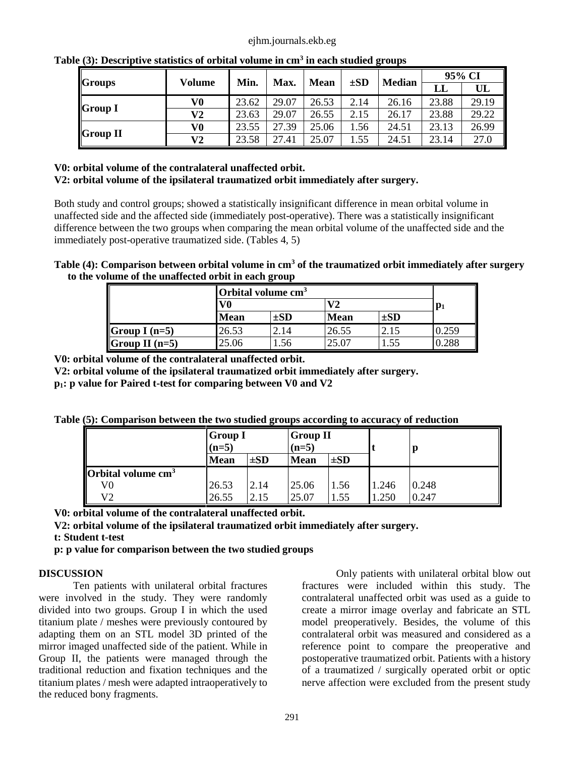**Table (3): Descriptive statistics of orbital volume in $cm^3$ in each studied groups**

| Groups | Volume | Min. | Max. | Mean | ±SD | Median | 95% CI | |
|---|---|---|---|---|---|---|---|---|
| | | | | | | | LL | UL |
| Group I | V0 | 23.62 | 29.07 | 26.53 | 2.14 | 26.16 | 23.88 | 29.19 |
| | V2 | 23.63 | 29.07 | 26.55 | 2.15 | 26.17 | 23.88 | 29.22 |
| Group II | V0 | 23.55 | 27.39 | 25.06 | 1.56 | 24.51 | 23.13 | 26.99 |
| | V2 | 23.58 | 27.41 | 25.07 | 1.55 | 24.51 | 23.14 | 27.0 |

**V0: orbital volume of the contralateral unaffected orbit.**
**V2: orbital volume of the ipsilateral traumatized orbit immediately after surgery.**

Both study and control groups; showed a statistically insignificant difference in mean orbital volume in unaffected side and the affected side (immediately post-operative). There was a statistically insignificant difference between the two groups when comparing the mean orbital volume of the unaffected side and the immediately post-operative traumatized side. (Tables 4, 5)

**Table (4): Comparison between orbital volume in $cm^3$ of the traumatized orbit immediately after surgery to the volume of the unaffected orbit in each group**

| | Orbital volume $cm^3$ | | | | $p_1$ |
|---|---|---|---|---|---|
| | V0 | | V2 | | |
| | Mean | ±SD | Mean | ±SD | |
| Group I (n=5) | 26.53 | 2.14 | 26.55 | 2.15 | 0.259 |
| Group II (n=5) | 25.06 | 1.56 | 25.07 | 1.55 | 0.288 |

**V0: orbital volume of the contralateral unaffected orbit.**
**V2: orbital volume of the ipsilateral traumatized orbit immediately after surgery.**
**$p_1$: p value for Paired t-test for comparing between V0 and V2**

**Table (5): Comparison between the two studied groups according to accuracy of reduction**

| | Group I (n=5) | | Group II (n=5) | | t | p |
|---|---|---|---|---|---|---|
| | Mean | ±SD | Mean | ±SD | | |
| Orbital volume $cm^3$ | | | | | | |
| V0 | 26.53 | 2.14 | 25.06 | 1.56 | 1.246 | 0.248 |
| V2 | 26.55 | 2.15 | 25.07 | 1.55 | 1.250 | 0.247 |

**V0: orbital volume of the contralateral unaffected orbit.**
**V2: orbital volume of the ipsilateral traumatized orbit immediately after surgery.**
**t: Student t-test**
**p: p value for comparison between the two studied groups**

## DISCUSSION

Ten patients with unilateral orbital fractures were involved in the study. They were randomly divided into two groups. Group I in which the used titanium plate / meshes were previously contoured by adapting them on an STL model 3D printed of the mirror imaged unaffected side of the patient. While in Group II, the patients were managed through the traditional reduction and fixation techniques and the titanium plates / mesh were adapted intraoperatively to the reduced bony fragments.

Only patients with unilateral orbital blow out fractures were included within this study. The contralateral unaffected orbit was used as a guide to create a mirror image overlay and fabricate an STL model preoperatively. Besides, the volume of this contralateral orbit was measured and considered as a reference point to compare the preoperative and postoperative traumatized orbit. Patients with a history of a traumatized / surgically operated orbit or optic nerve affection were excluded from the present study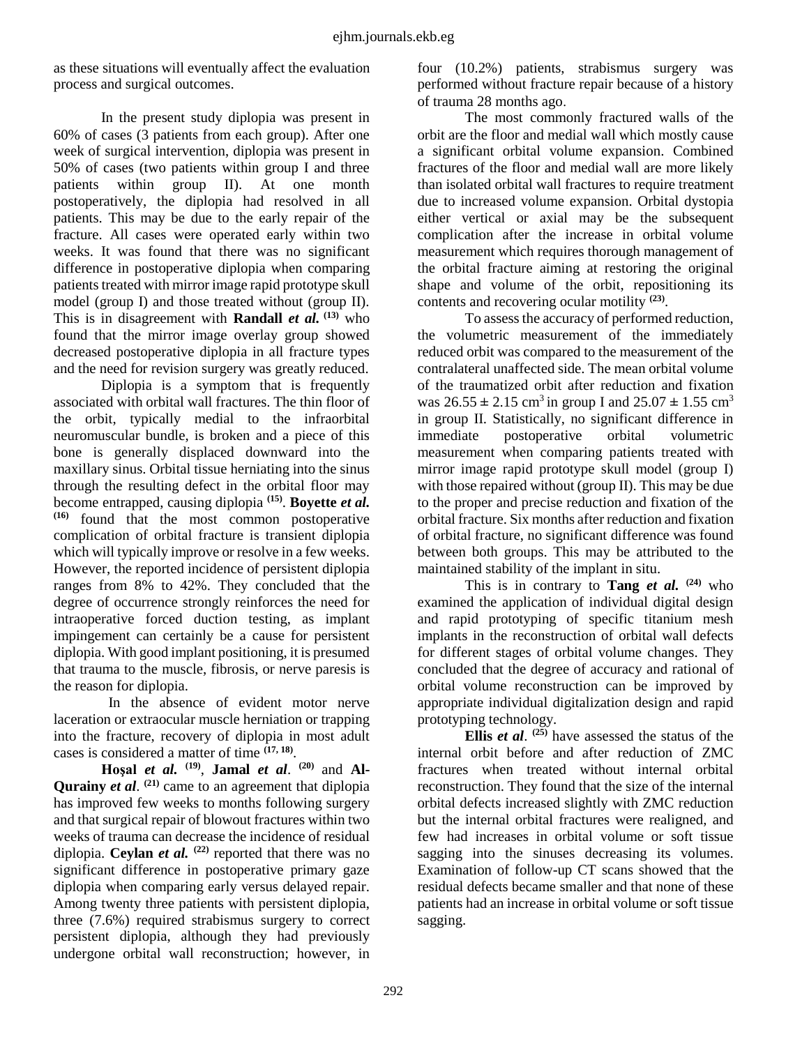as these situations will eventually affect the evaluation process and surgical outcomes.

In the present study diplopia was present in 60% of cases (3 patients from each group). After one week of surgical intervention, diplopia was present in 50% of cases (two patients within group I and three patients within group II). At one month postoperatively, the diplopia had resolved in all patients. This may be due to the early repair of the fracture. All cases were operated early within two weeks. It was found that there was no significant difference in postoperative diplopia when comparing patients treated with mirror image rapid prototype skull model (group I) and those treated without (group II). This is in disagreement with **Randall *et al.*** [13] who found that the mirror image overlay group showed decreased postoperative diplopia in all fracture types and the need for revision surgery was greatly reduced.

Diplopia is a symptom that is frequently associated with orbital wall fractures. The thin floor of the orbit, typically medial to the infraorbital neuromuscular bundle, is broken and a piece of this bone is generally displaced downward into the maxillary sinus. Orbital tissue herniating into the sinus through the resulting defect in the orbital floor may become entrapped, causing diplopia [15]. **Boyette *et al.*** [16] found that the most common postoperative complication of orbital fracture is transient diplopia which will typically improve or resolve in a few weeks. However, the reported incidence of persistent diplopia ranges from 8% to 42%. They concluded that the degree of occurrence strongly reinforces the need for intraoperative forced duction testing, as implant impingement can certainly be a cause for persistent diplopia. With good implant positioning, it is presumed that trauma to the muscle, fibrosis, or nerve paresis is the reason for diplopia.

In the absence of evident motor nerve laceration or extraocular muscle herniation or trapping into the fracture, recovery of diplopia in most adult cases is considered a matter of time [17, 18].

**Hoşal *et al.*** [19], **Jamal *et al*.** [20] and **Al-Qurainy *et al*.** [21] came to an agreement that diplopia has improved few weeks to months following surgery and that surgical repair of blowout fractures within two weeks of trauma can decrease the incidence of residual diplopia. **Ceylan *et al.*** [22] reported that there was no significant difference in postoperative primary gaze diplopia when comparing early versus delayed repair. Among twenty three patients with persistent diplopia, three (7.6%) required strabismus surgery to correct persistent diplopia, although they had previously undergone orbital wall reconstruction; however, in four (10.2%) patients, strabismus surgery was performed without fracture repair because of a history of trauma 28 months ago.

The most commonly fractured walls of the orbit are the floor and medial wall which mostly cause a significant orbital volume expansion. Combined fractures of the floor and medial wall are more likely than isolated orbital wall fractures to require treatment due to increased volume expansion. Orbital dystopia either vertical or axial may be the subsequent complication after the increase in orbital volume measurement which requires thorough management of the orbital fracture aiming at restoring the original shape and volume of the orbit, repositioning its contents and recovering ocular motility [23].

To assess the accuracy of performed reduction, the volumetric measurement of the immediately reduced orbit was compared to the measurement of the contralateral unaffected side. The mean orbital volume of the traumatized orbit after reduction and fixation was $26.55 \pm 2.15$ cm$^3$ in group I and $25.07 \pm 1.55$ cm$^3$ in group II. Statistically, no significant difference in immediate postoperative orbital volumetric measurement when comparing patients treated with mirror image rapid prototype skull model (group I) with those repaired without (group II). This may be due to the proper and precise reduction and fixation of the orbital fracture. Six months after reduction and fixation of orbital fracture, no significant difference was found between both groups. This may be attributed to the maintained stability of the implant in situ.

This is in contrary to **Tang *et al.*** [24] who examined the application of individual digital design and rapid prototyping of specific titanium mesh implants in the reconstruction of orbital wall defects for different stages of orbital volume changes. They concluded that the degree of accuracy and rational of orbital volume reconstruction can be improved by appropriate individual digitalization design and rapid prototyping technology.

**Ellis *et al*.** [25] have assessed the status of the internal orbit before and after reduction of ZMC fractures when treated without internal orbital reconstruction. They found that the size of the internal orbital defects increased slightly with ZMC reduction but the internal orbital fractures were realigned, and few had increases in orbital volume or soft tissue sagging into the sinuses decreasing its volumes. Examination of follow-up CT scans showed that the residual defects became smaller and that none of these patients had an increase in orbital volume or soft tissue sagging.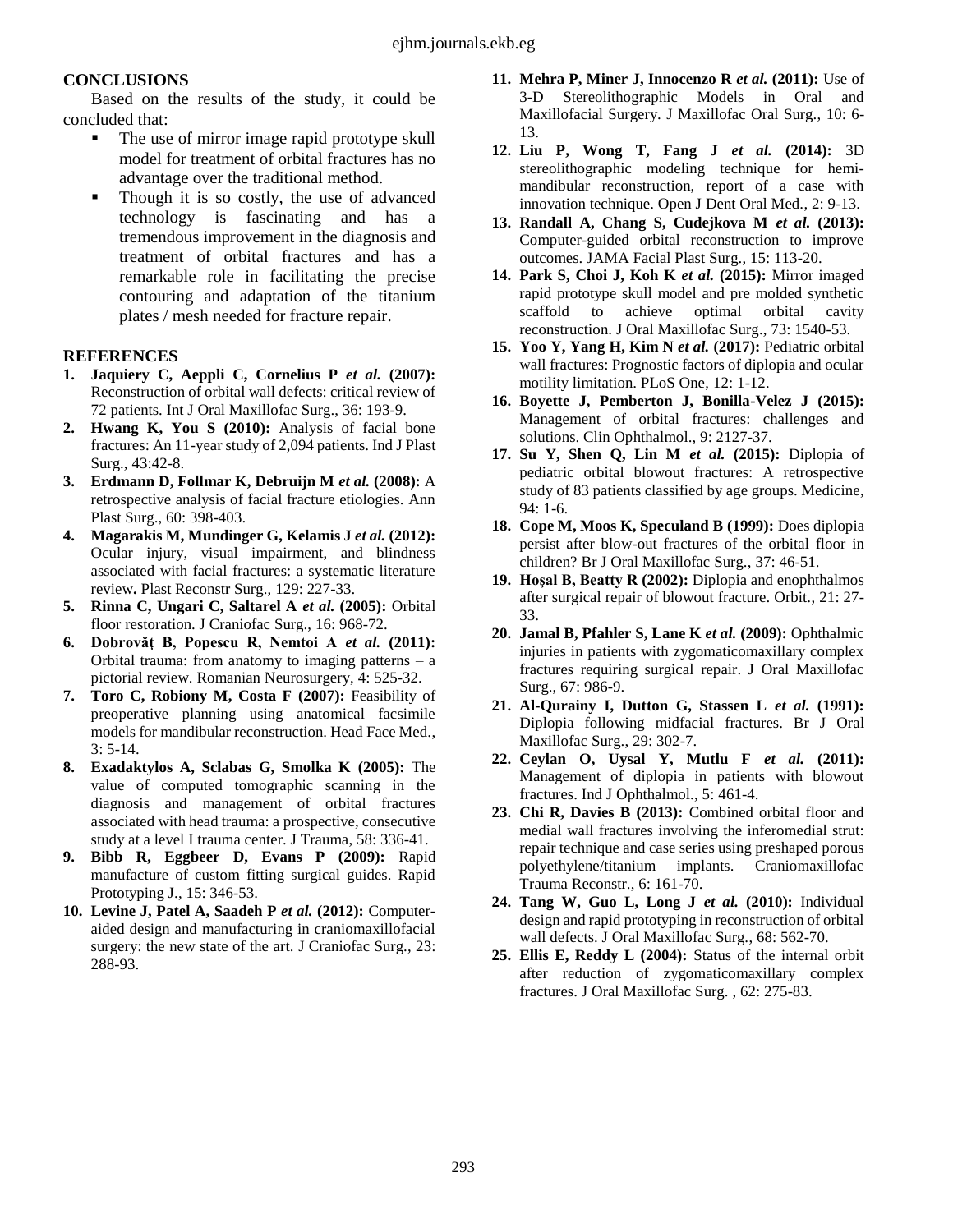## CONCLUSIONS

Based on the results of the study, it could be concluded that:

- The use of mirror image rapid prototype skull model for treatment of orbital fractures has no advantage over the traditional method.
- Though it is so costly, the use of advanced technology is fascinating and has a tremendous improvement in the diagnosis and treatment of orbital fractures and has a remarkable role in facilitating the precise contouring and adaptation of the titanium plates / mesh needed for fracture repair.

## REFERENCES

1. **Jaquiery C, Aeppli C, Cornelius P *et al.* (2007):** Reconstruction of orbital wall defects: critical review of 72 patients. Int J Oral Maxillofac Surg., 36: 193-9.
2. **Hwang K, You S (2010):** Analysis of facial bone fractures: An 11-year study of 2,094 patients. Ind J Plast Surg., 43:42-8.
3. **Erdmann D, Follmar K, Debruijn M *et al.* (2008):** A retrospective analysis of facial fracture etiologies. Ann Plast Surg., 60: 398-403.
4. **Magarakis M, Mundinger G, Kelamis J *et al.* (2012):** Ocular injury, visual impairment, and blindness associated with facial fractures: a systematic literature review**.** Plast Reconstr Surg., 129: 227-33.
5. **Rinna C, Ungari C, Saltarel A *et al.* (2005):** Orbital floor restoration. J Craniofac Surg., 16: 968-72.
6. **Dobrovăţ B, Popescu R, Nemtoi A *et al.* (2011):** Orbital trauma: from anatomy to imaging patterns – a pictorial review. Romanian Neurosurgery, 4: 525-32.
7. **Toro C, Robiony M, Costa F (2007):** Feasibility of preoperative planning using anatomical facsimile models for mandibular reconstruction. Head Face Med., 3: 5-14.
8. **Exadaktylos A, Sclabas G, Smolka K (2005):** The value of computed tomographic scanning in the diagnosis and management of orbital fractures associated with head trauma: a prospective, consecutive study at a level I trauma center. J Trauma, 58: 336-41.
9. **Bibb R, Eggbeer D, Evans P (2009):** Rapid manufacture of custom fitting surgical guides. Rapid Prototyping J., 15: 346-53.
10. **Levine J, Patel A, Saadeh P *et al.* (2012):** Computer-aided design and manufacturing in craniomaxillofacial surgery: the new state of the art. J Craniofac Surg., 23: 288-93.
11. **Mehra P, Miner J, Innocenzo R *et al.* (2011):** Use of 3-D Stereolithographic Models in Oral and Maxillofacial Surgery. J Maxillofac Oral Surg., 10: 6-13.
12. **Liu P, Wong T, Fang J *et al.* (2014):** 3D stereolithographic modeling technique for hemi-mandibular reconstruction, report of a case with innovation technique. Open J Dent Oral Med., 2: 9-13.
13. **Randall A, Chang S, Cudejkova M *et al.* (2013):** Computer-guided orbital reconstruction to improve outcomes. JAMA Facial Plast Surg., 15: 113-20.
14. **Park S, Choi J, Koh K *et al.* (2015):** Mirror imaged rapid prototype skull model and pre molded synthetic scaffold to achieve optimal orbital cavity reconstruction. J Oral Maxillofac Surg., 73: 1540-53.
15. **Yoo Y, Yang H, Kim N *et al.* (2017):** Pediatric orbital wall fractures: Prognostic factors of diplopia and ocular motility limitation. PLoS One, 12: 1-12.
16. **Boyette J, Pemberton J, Bonilla-Velez J (2015):** Management of orbital fractures: challenges and solutions. Clin Ophthalmol., 9: 2127-37.
17. **Su Y, Shen Q, Lin M *et al.* (2015):** Diplopia of pediatric orbital blowout fractures: A retrospective study of 83 patients classified by age groups. Medicine, 94: 1-6.
18. **Cope M, Moos K, Speculand B (1999):** Does diplopia persist after blow-out fractures of the orbital floor in children? Br J Oral Maxillofac Surg., 37: 46-51.
19. **Hoşal B, Beatty R (2002):** Diplopia and enophthalmos after surgical repair of blowout fracture. Orbit., 21: 27-33.
20. **Jamal B, Pfahler S, Lane K *et al.* (2009):** Ophthalmic injuries in patients with zygomaticomaxillary complex fractures requiring surgical repair. J Oral Maxillofac Surg., 67: 986-9.
21. **Al-Qurainy I, Dutton G, Stassen L *et al.* (1991):** Diplopia following midfacial fractures. Br J Oral Maxillofac Surg., 29: 302-7.
22. **Ceylan O, Uysal Y, Mutlu F *et al.* (2011):** Management of diplopia in patients with blowout fractures. Ind J Ophthalmol., 5: 461-4.
23. **Chi R, Davies B (2013):** Combined orbital floor and medial wall fractures involving the inferomedial strut: repair technique and case series using preshaped porous polyethylene/titanium implants. Craniomaxillofac Trauma Reconstr., 6: 161-70.
24. **Tang W, Guo L, Long J *et al.* (2010):** Individual design and rapid prototyping in reconstruction of orbital wall defects. J Oral Maxillofac Surg., 68: 562-70.
25. **Ellis E, Reddy L (2004):** Status of the internal orbit after reduction of zygomaticomaxillary complex fractures. J Oral Maxillofac Surg. , 62: 275-83.